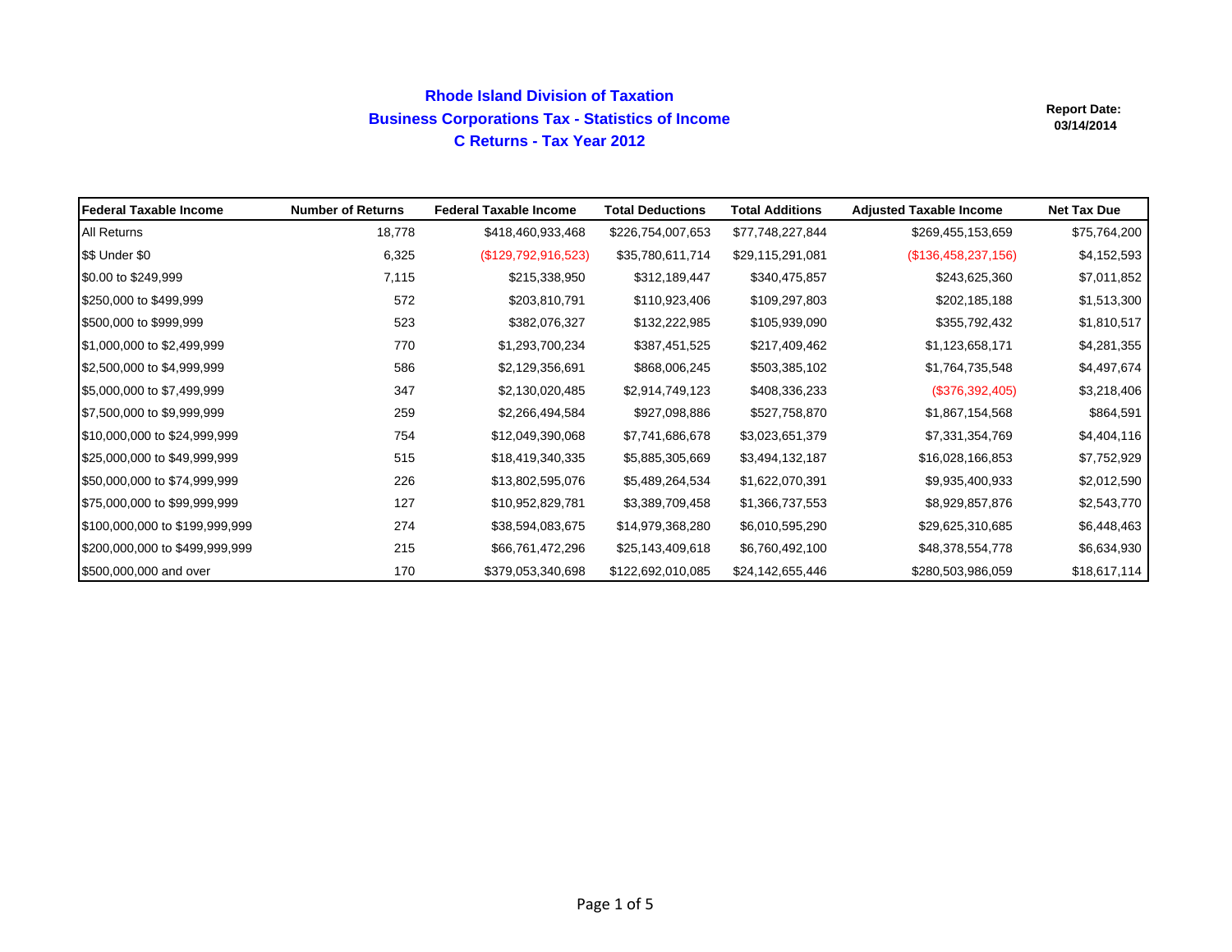# Rhode Island Division of Taxation

## Business Corporations Tax - Statistics of Income

## C Returns - Tax Year 2012

**Report Date:**
**03/14/2014**

| Federal Taxable Income | Number of Returns | Federal Taxable Income | Total Deductions | Total Additions | Adjusted Taxable Income | Net Tax Due |
|---|---|---|---|---|---|---|
| All Returns | 18,778 | $418,460,933,468 | $226,754,007,653 | $77,748,227,844 | $269,455,153,659 | $75,764,200 |
| $$ Under $0 | 6,325 | ($129,792,916,523) | $35,780,611,714 | $29,115,291,081 | ($136,458,237,156) | $4,152,593 |
| $0.00 to $249,999 | 7,115 | $215,338,950 | $312,189,447 | $340,475,857 | $243,625,360 | $7,011,852 |
| $250,000 to $499,999 | 572 | $203,810,791 | $110,923,406 | $109,297,803 | $202,185,188 | $1,513,300 |
| $500,000 to $999,999 | 523 | $382,076,327 | $132,222,985 | $105,939,090 | $355,792,432 | $1,810,517 |
| $1,000,000 to $2,499,999 | 770 | $1,293,700,234 | $387,451,525 | $217,409,462 | $1,123,658,171 | $4,281,355 |
| $2,500,000 to $4,999,999 | 586 | $2,129,356,691 | $868,006,245 | $503,385,102 | $1,764,735,548 | $4,497,674 |
| $5,000,000 to $7,499,999 | 347 | $2,130,020,485 | $2,914,749,123 | $408,336,233 | ($376,392,405) | $3,218,406 |
| $7,500,000 to $9,999,999 | 259 | $2,266,494,584 | $927,098,886 | $527,758,870 | $1,867,154,568 | $864,591 |
| $10,000,000 to $24,999,999 | 754 | $12,049,390,068 | $7,741,686,678 | $3,023,651,379 | $7,331,354,769 | $4,404,116 |
| $25,000,000 to $49,999,999 | 515 | $18,419,340,335 | $5,885,305,669 | $3,494,132,187 | $16,028,166,853 | $7,752,929 |
| $50,000,000 to $74,999,999 | 226 | $13,802,595,076 | $5,489,264,534 | $1,622,070,391 | $9,935,400,933 | $2,012,590 |
| $75,000,000 to $99,999,999 | 127 | $10,952,829,781 | $3,389,709,458 | $1,366,737,553 | $8,929,857,876 | $2,543,770 |
| $100,000,000 to $199,999,999 | 274 | $38,594,083,675 | $14,979,368,280 | $6,010,595,290 | $29,625,310,685 | $6,448,463 |
| $200,000,000 to $499,999,999 | 215 | $66,761,472,296 | $25,143,409,618 | $6,760,492,100 | $48,378,554,778 | $6,634,930 |
| $500,000,000 and over | 170 | $379,053,340,698 | $122,692,010,085 | $24,142,655,446 | $280,503,986,059 | $18,617,114 |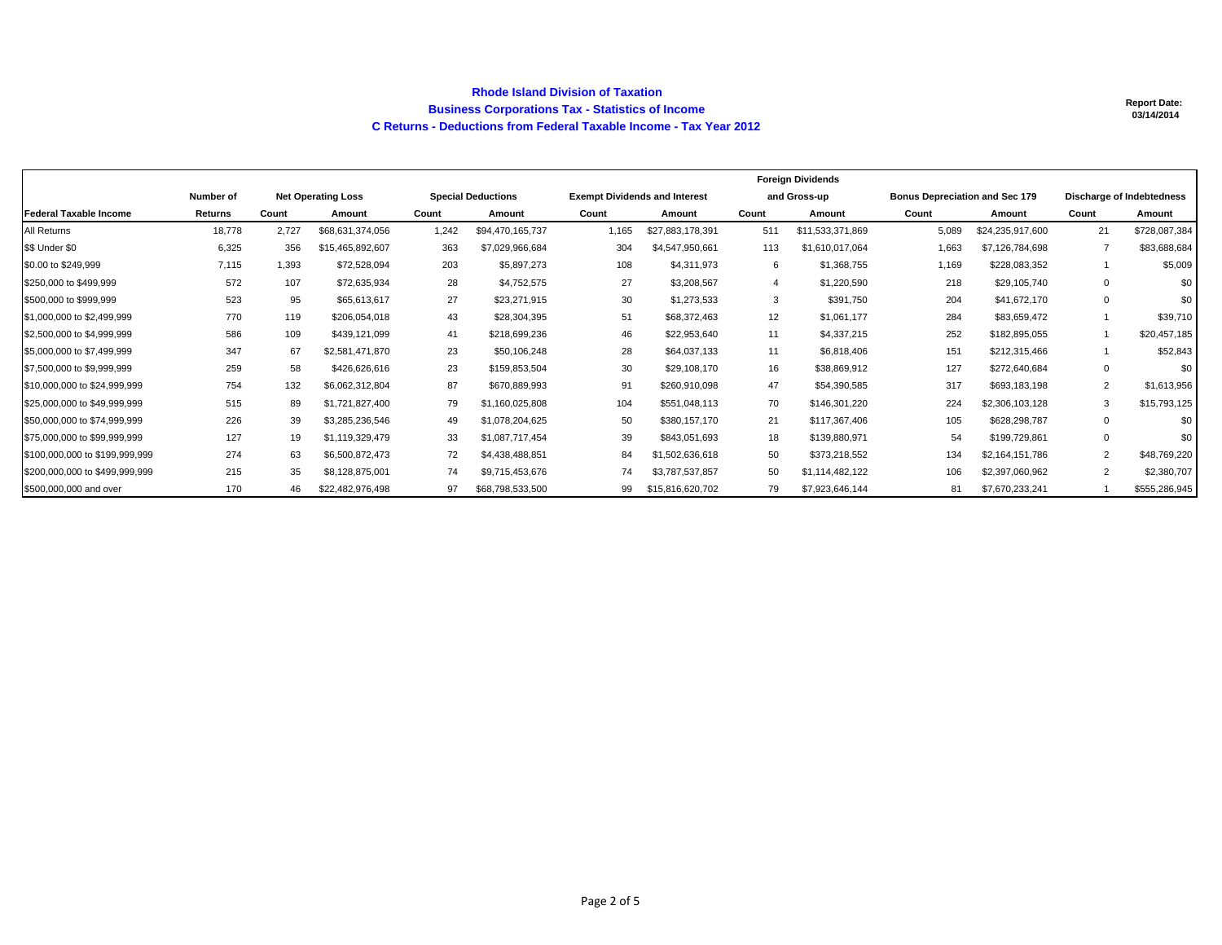# Rhode Island Division of Taxation

## Business Corporations Tax - Statistics of Income

### C Returns - Deductions from Federal Taxable Income - Tax Year 2012

**Report Date: 03/14/2014**

| | | | | | | | | Foreign Dividends | | | | | |
|---|---|---|---|---|---|---|---|---|---|---|---|---|---|
| | Number of | Net Operating Loss | | Special Deductions | | Exempt Dividends and Interest | | and Gross-up | | Bonus Depreciation and Sec 179 | | Discharge of Indebtedness | |
| Federal Taxable Income | Returns | Count | Amount | Count | Amount | Count | Amount | Count | Amount | Count | Amount | Count | Amount |
| All Returns | 18,778 | 2,727 | $68,631,374,056 | 1,242 | $94,470,165,737 | 1,165 | $27,883,178,391 | 511 | $11,533,371,869 | 5,089 | $24,235,917,600 | 21 | $728,087,384 |
| $$ Under $0 | 6,325 | 356 | $15,465,892,607 | 363 | $7,029,966,684 | 304 | $4,547,950,661 | 113 | $1,610,017,064 | 1,663 | $7,126,784,698 | 7 | $83,688,684 |
| $0.00 to $249,999 | 7,115 | 1,393 | $72,528,094 | 203 | $5,897,273 | 108 | $4,311,973 | 6 | $1,368,755 | 1,169 | $228,083,352 | 1 | $5,009 |
| $250,000 to $499,999 | 572 | 107 | $72,635,934 | 28 | $4,752,575 | 27 | $3,208,567 | 4 | $1,220,590 | 218 | $29,105,740 | 0 | $0 |
| $500,000 to $999,999 | 523 | 95 | $65,613,617 | 27 | $23,271,915 | 30 | $1,273,533 | 3 | $391,750 | 204 | $41,672,170 | 0 | $0 |
| $1,000,000 to $2,499,999 | 770 | 119 | $206,054,018 | 43 | $28,304,395 | 51 | $68,372,463 | 12 | $1,061,177 | 284 | $83,659,472 | 1 | $39,710 |
| $2,500,000 to $4,999,999 | 586 | 109 | $439,121,099 | 41 | $218,699,236 | 46 | $22,953,640 | 11 | $4,337,215 | 252 | $182,895,055 | 1 | $20,457,185 |
| $5,000,000 to $7,499,999 | 347 | 67 | $2,581,471,870 | 23 | $50,106,248 | 28 | $64,037,133 | 11 | $6,818,406 | 151 | $212,315,466 | 1 | $52,843 |
| $7,500,000 to $9,999,999 | 259 | 58 | $426,626,616 | 23 | $159,853,504 | 30 | $29,108,170 | 16 | $38,869,912 | 127 | $272,640,684 | 0 | $0 |
| $10,000,000 to $24,999,999 | 754 | 132 | $6,062,312,804 | 87 | $670,889,993 | 91 | $260,910,098 | 47 | $54,390,585 | 317 | $693,183,198 | 2 | $1,613,956 |
| $25,000,000 to $49,999,999 | 515 | 89 | $1,721,827,400 | 79 | $1,160,025,808 | 104 | $551,048,113 | 70 | $146,301,220 | 224 | $2,306,103,128 | 3 | $15,793,125 |
| $50,000,000 to $74,999,999 | 226 | 39 | $3,285,236,546 | 49 | $1,078,204,625 | 50 | $380,157,170 | 21 | $117,367,406 | 105 | $628,298,787 | 0 | $0 |
| $75,000,000 to $99,999,999 | 127 | 19 | $1,119,329,479 | 33 | $1,087,717,454 | 39 | $843,051,693 | 18 | $139,880,971 | 54 | $199,729,861 | 0 | $0 |
| $100,000,000 to $199,999,999 | 274 | 63 | $6,500,872,473 | 72 | $4,438,488,851 | 84 | $1,502,636,618 | 50 | $373,218,552 | 134 | $2,164,151,786 | 2 | $48,769,220 |
| $200,000,000 to $499,999,999 | 215 | 35 | $8,128,875,001 | 74 | $9,715,453,676 | 74 | $3,787,537,857 | 50 | $1,114,482,122 | 106 | $2,397,060,962 | 2 | $2,380,707 |
| $500,000,000 and over | 170 | 46 | $22,482,976,498 | 97 | $68,798,533,500 | 99 | $15,816,620,702 | 79 | $7,923,646,144 | 81 | $7,670,233,241 | 1 | $555,286,945 |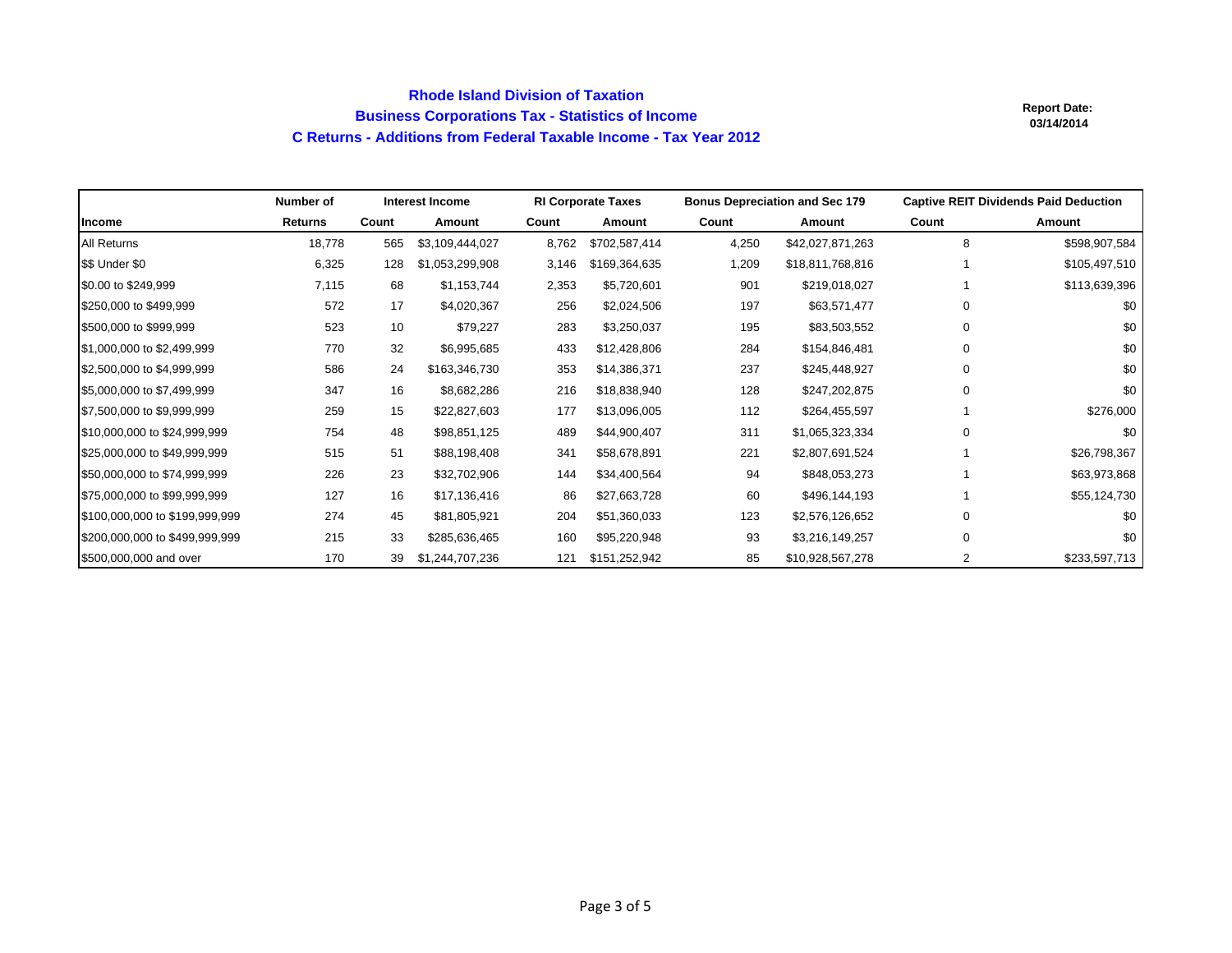# Rhode Island Division of Taxation

## Business Corporations Tax - Statistics of Income

### C Returns - Additions from Federal Taxable Income - Tax Year 2012

**Report Date: 03/14/2014**

| | Number of | Interest Income | | RI Corporate Taxes | | Bonus Depreciation and Sec 179 | | Captive REIT Dividends Paid Deduction | |
|---|---|---|---|---|---|---|---|---|---|
| Income | Returns | Count | Amount | Count | Amount | Count | Amount | Count | Amount |
| All Returns | 18,778 | 565 | $3,109,444,027 | 8,762 | $702,587,414 | 4,250 | $42,027,871,263 | 8 | $598,907,584 |
| $$ Under $0 | 6,325 | 128 | $1,053,299,908 | 3,146 | $169,364,635 | 1,209 | $18,811,768,816 | 1 | $105,497,510 |
| $0.00 to $249,999 | 7,115 | 68 | $1,153,744 | 2,353 | $5,720,601 | 901 | $219,018,027 | 1 | $113,639,396 |
| $250,000 to $499,999 | 572 | 17 | $4,020,367 | 256 | $2,024,506 | 197 | $63,571,477 | 0 | $0 |
| $500,000 to $999,999 | 523 | 10 | $79,227 | 283 | $3,250,037 | 195 | $83,503,552 | 0 | $0 |
| $1,000,000 to $2,499,999 | 770 | 32 | $6,995,685 | 433 | $12,428,806 | 284 | $154,846,481 | 0 | $0 |
| $2,500,000 to $4,999,999 | 586 | 24 | $163,346,730 | 353 | $14,386,371 | 237 | $245,448,927 | 0 | $0 |
| $5,000,000 to $7,499,999 | 347 | 16 | $8,682,286 | 216 | $18,838,940 | 128 | $247,202,875 | 0 | $0 |
| $7,500,000 to $9,999,999 | 259 | 15 | $22,827,603 | 177 | $13,096,005 | 112 | $264,455,597 | 1 | $276,000 |
| $10,000,000 to $24,999,999 | 754 | 48 | $98,851,125 | 489 | $44,900,407 | 311 | $1,065,323,334 | 0 | $0 |
| $25,000,000 to $49,999,999 | 515 | 51 | $88,198,408 | 341 | $58,678,891 | 221 | $2,807,691,524 | 1 | $26,798,367 |
| $50,000,000 to $74,999,999 | 226 | 23 | $32,702,906 | 144 | $34,400,564 | 94 | $848,053,273 | 1 | $63,973,868 |
| $75,000,000 to $99,999,999 | 127 | 16 | $17,136,416 | 86 | $27,663,728 | 60 | $496,144,193 | 1 | $55,124,730 |
| $100,000,000 to $199,999,999 | 274 | 45 | $81,805,921 | 204 | $51,360,033 | 123 | $2,576,126,652 | 0 | $0 |
| $200,000,000 to $499,999,999 | 215 | 33 | $285,636,465 | 160 | $95,220,948 | 93 | $3,216,149,257 | 0 | $0 |
| $500,000,000 and over | 170 | 39 | $1,244,707,236 | 121 | $151,252,942 | 85 | $10,928,567,278 | 2 | $233,597,713 |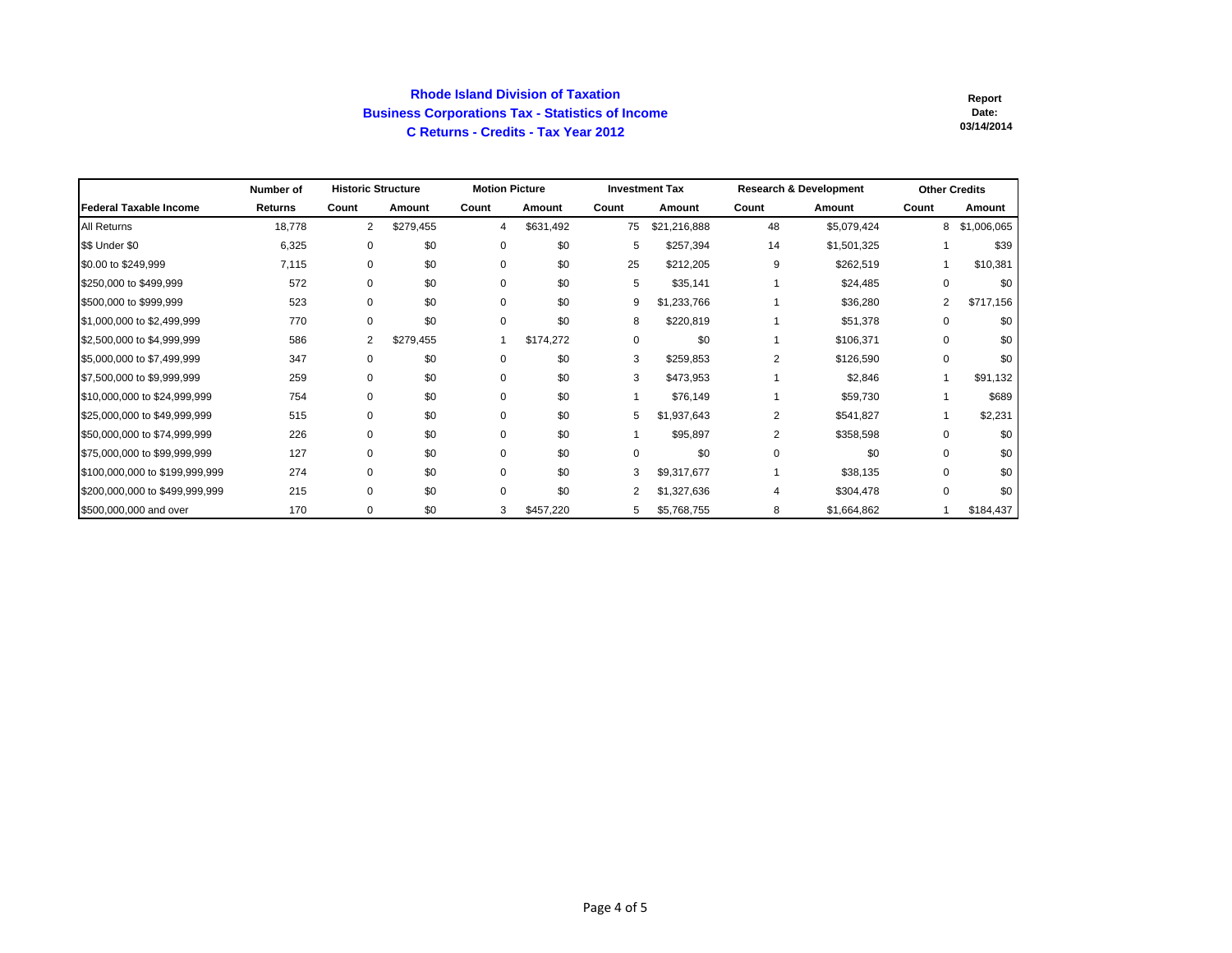# Rhode Island Division of Taxation
## Business Corporations Tax - Statistics of Income
## C Returns - Credits - Tax Year 2012

**Report Date:** 03/14/2014

| | Number of | Historic Structure | | Motion Picture | | Investment Tax | | Research & Development | | Other Credits | |
|---|---|---|---|---|---|---|---|---|---|---|---|
| **Federal Taxable Income** | **Returns** | **Count** | **Amount** | **Count** | **Amount** | **Count** | **Amount** | **Count** | **Amount** | **Count** | **Amount** |
| All Returns | 18,778 | 2 | $279,455 | 4 | $631,492 | 75 | $21,216,888 | 48 | $5,079,424 | 8 | $1,006,065 |
| $$ Under $0 | 6,325 | 0 | $0 | 0 | $0 | 5 | $257,394 | 14 | $1,501,325 | 1 | $39 |
| $0.00 to $249,999 | 7,115 | 0 | $0 | 0 | $0 | 25 | $212,205 | 9 | $262,519 | 1 | $10,381 |
| $250,000 to $499,999 | 572 | 0 | $0 | 0 | $0 | 5 | $35,141 | 1 | $24,485 | 0 | $0 |
| $500,000 to $999,999 | 523 | 0 | $0 | 0 | $0 | 9 | $1,233,766 | 1 | $36,280 | 2 | $717,156 |
| $1,000,000 to $2,499,999 | 770 | 0 | $0 | 0 | $0 | 8 | $220,819 | 1 | $51,378 | 0 | $0 |
| $2,500,000 to $4,999,999 | 586 | 2 | $279,455 | 1 | $174,272 | 0 | $0 | 1 | $106,371 | 0 | $0 |
| $5,000,000 to $7,499,999 | 347 | 0 | $0 | 0 | $0 | 3 | $259,853 | 2 | $126,590 | 0 | $0 |
| $7,500,000 to $9,999,999 | 259 | 0 | $0 | 0 | $0 | 3 | $473,953 | 1 | $2,846 | 1 | $91,132 |
| $10,000,000 to $24,999,999 | 754 | 0 | $0 | 0 | $0 | 1 | $76,149 | 1 | $59,730 | 1 | $689 |
| $25,000,000 to $49,999,999 | 515 | 0 | $0 | 0 | $0 | 5 | $1,937,643 | 2 | $541,827 | 1 | $2,231 |
| $50,000,000 to $74,999,999 | 226 | 0 | $0 | 0 | $0 | 1 | $95,897 | 2 | $358,598 | 0 | $0 |
| $75,000,000 to $99,999,999 | 127 | 0 | $0 | 0 | $0 | 0 | $0 | 0 | $0 | 0 | $0 |
| $100,000,000 to $199,999,999 | 274 | 0 | $0 | 0 | $0 | 3 | $9,317,677 | 1 | $38,135 | 0 | $0 |
| $200,000,000 to $499,999,999 | 215 | 0 | $0 | 0 | $0 | 2 | $1,327,636 | 4 | $304,478 | 0 | $0 |
| $500,000,000 and over | 170 | 0 | $0 | 3 | $457,220 | 5 | $5,768,755 | 8 | $1,664,862 | 1 | $184,437 |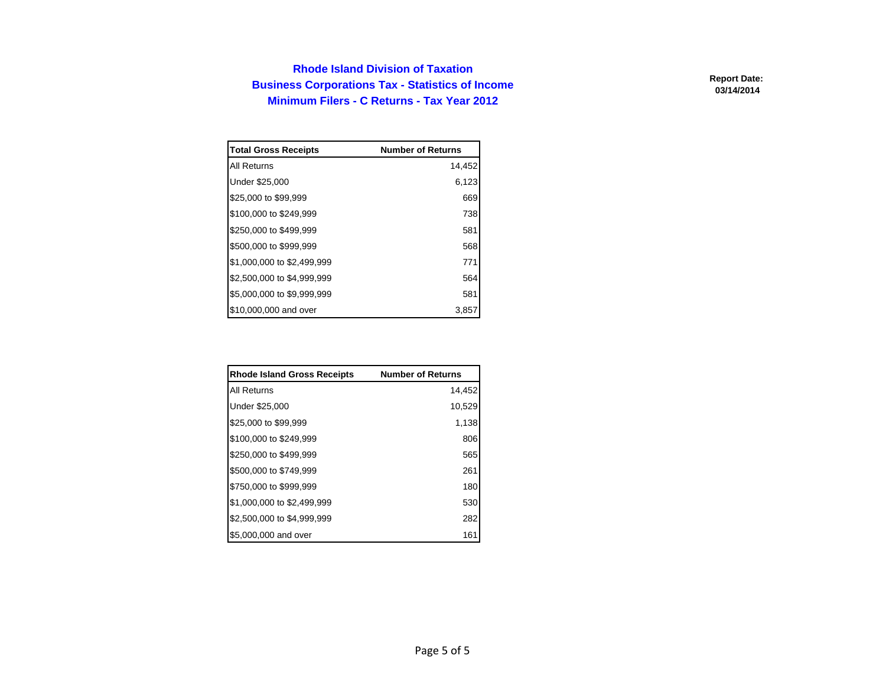# Rhode Island Division of Taxation
## Business Corporations Tax - Statistics of Income
## Minimum Filers - C Returns - Tax Year 2012

**Report Date:**
**03/14/2014**

| Total Gross Receipts | Number of Returns |
|---|---|
| All Returns | 14,452 |
| Under $25,000 | 6,123 |
| $25,000 to $99,999 | 669 |
| $100,000 to $249,999 | 738 |
| $250,000 to $499,999 | 581 |
| $500,000 to $999,999 | 568 |
| $1,000,000 to $2,499,999 | 771 |
| $2,500,000 to $4,999,999 | 564 |
| $5,000,000 to $9,999,999 | 581 |
| $10,000,000 and over | 3,857 |

| Rhode Island Gross Receipts | Number of Returns |
|---|---|
| All Returns | 14,452 |
| Under $25,000 | 10,529 |
| $25,000 to $99,999 | 1,138 |
| $100,000 to $249,999 | 806 |
| $250,000 to $499,999 | 565 |
| $500,000 to $749,999 | 261 |
| $750,000 to $999,999 | 180 |
| $1,000,000 to $2,499,999 | 530 |
| $2,500,000 to $4,999,999 | 282 |
| $5,000,000 and over | 161 |